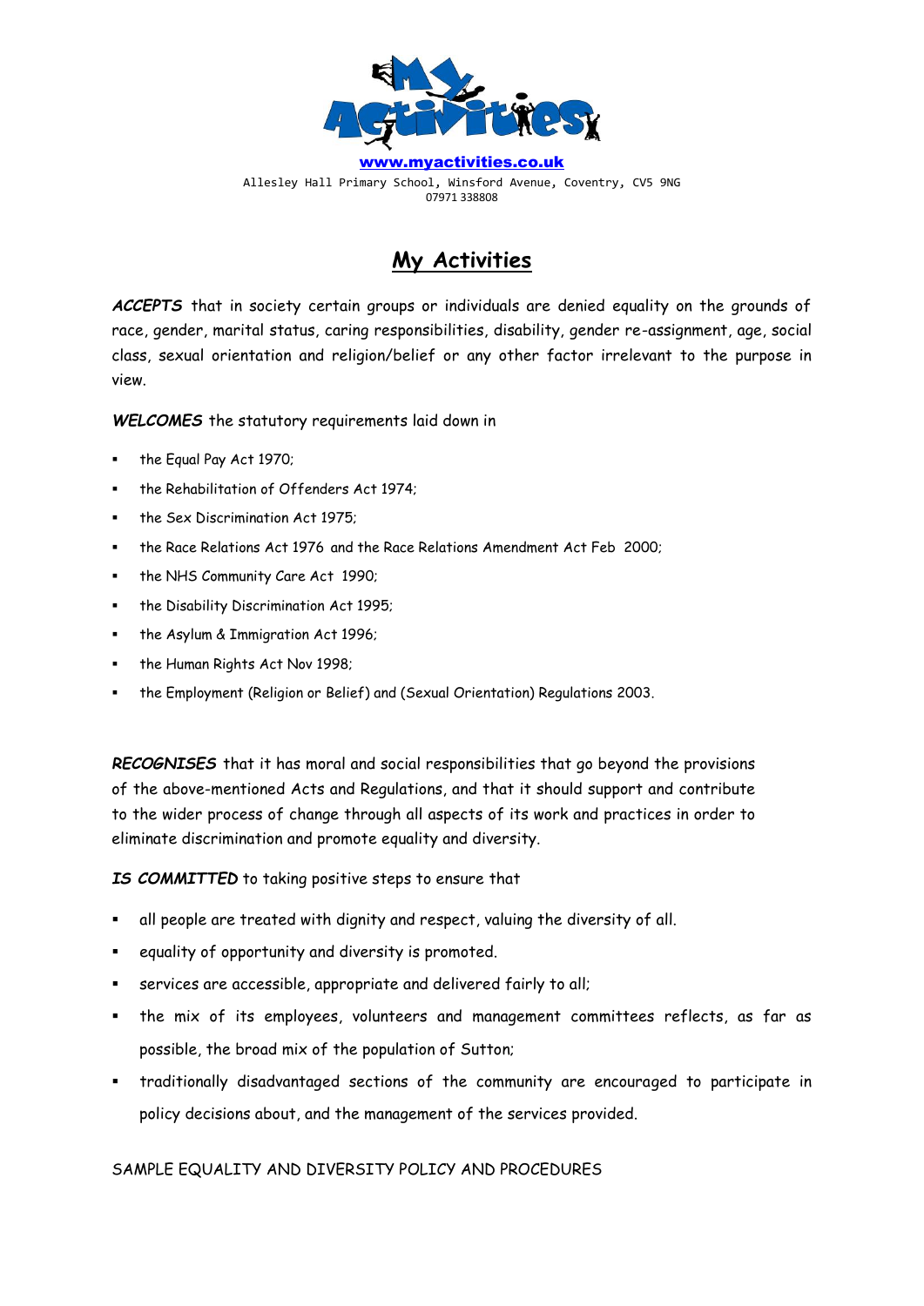www.myactivities.co.uk

Allesley Hall Primary School, Winsford Avenue, Coventry, CV5 9NG

07971 338808

# My Activities

***ACCEPTS*** that in society certain groups or individuals are denied equality on the grounds of race, gender, marital status, caring responsibilities, disability, gender re-assignment, age, social class, sexual orientation and religion/belief or any other factor irrelevant to the purpose in view.

***WELCOMES*** the statutory requirements laid down in

- the Equal Pay Act 1970;
- the Rehabilitation of Offenders Act 1974;
- the Sex Discrimination Act 1975;
- the Race Relations Act 1976 and the Race Relations Amendment Act Feb 2000;
- the NHS Community Care Act 1990;
- the Disability Discrimination Act 1995;
- the Asylum & Immigration Act 1996;
- the Human Rights Act Nov 1998;
- the Employment (Religion or Belief) and (Sexual Orientation) Regulations 2003.

***RECOGNISES*** that it has moral and social responsibilities that go beyond the provisions of the above-mentioned Acts and Regulations, and that it should support and contribute to the wider process of change through all aspects of its work and practices in order to eliminate discrimination and promote equality and diversity.

***IS COMMITTED*** to taking positive steps to ensure that

- all people are treated with dignity and respect, valuing the diversity of all.
- equality of opportunity and diversity is promoted.
- services are accessible, appropriate and delivered fairly to all;
- the mix of its employees, volunteers and management committees reflects, as far as possible, the broad mix of the population of Sutton;
- traditionally disadvantaged sections of the community are encouraged to participate in policy decisions about, and the management of the services provided.

SAMPLE EQUALITY AND DIVERSITY POLICY AND PROCEDURES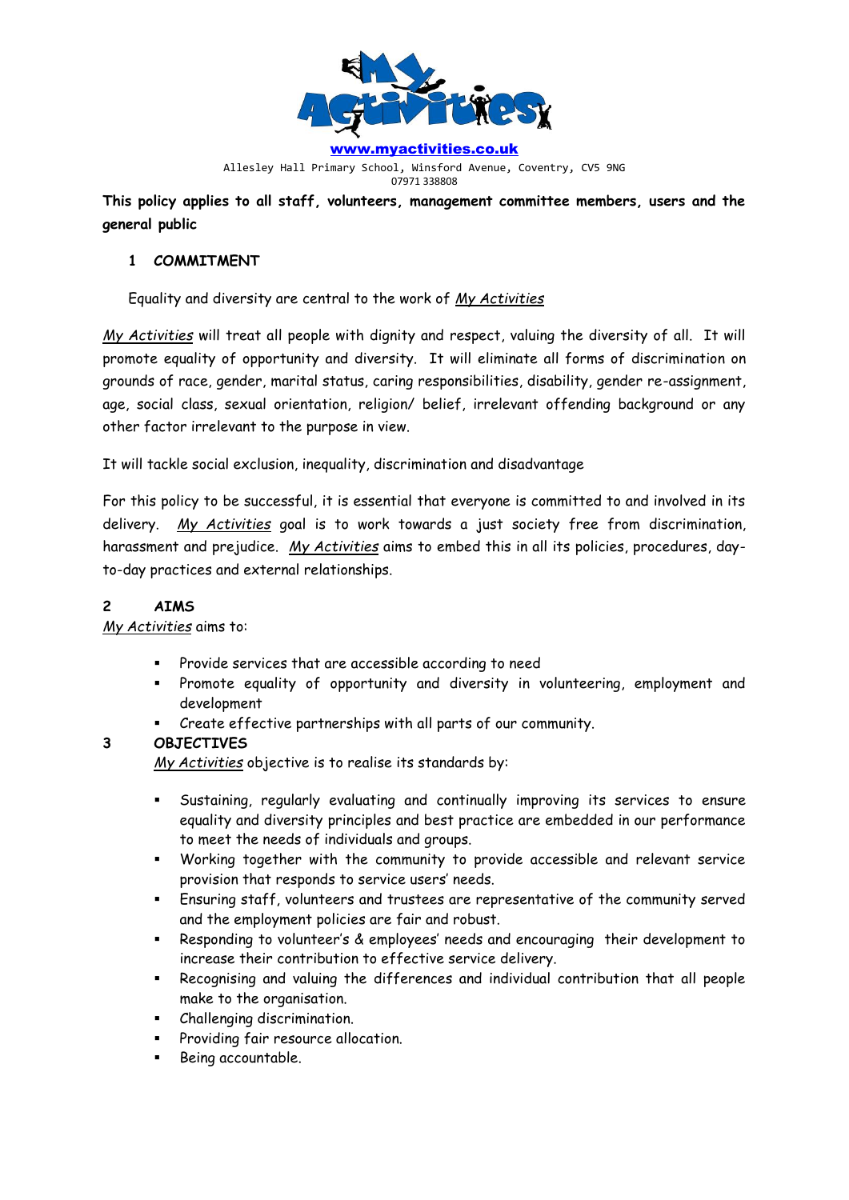www.myactivities.co.uk

Allesley Hall Primary School, Winsford Avenue, Coventry, CV5 9NG
07971 338808

**This policy applies to all staff, volunteers, management committee members, users and the general public**

## 1 COMMITMENT

Equality and diversity are central to the work of *My Activities*

*My Activities* will treat all people with dignity and respect, valuing the diversity of all. It will promote equality of opportunity and diversity. It will eliminate all forms of discrimination on grounds of race, gender, marital status, caring responsibilities, disability, gender re-assignment, age, social class, sexual orientation, religion/ belief, irrelevant offending background or any other factor irrelevant to the purpose in view.

It will tackle social exclusion, inequality, discrimination and disadvantage

For this policy to be successful, it is essential that everyone is committed to and involved in its delivery. *My Activities* goal is to work towards a just society free from discrimination, harassment and prejudice. *My Activities* aims to embed this in all its policies, procedures, day-to-day practices and external relationships.

## 2 AIMS

*My Activities* aims to:

- Provide services that are accessible according to need
- Promote equality of opportunity and diversity in volunteering, employment and development
- Create effective partnerships with all parts of our community.

## 3 OBJECTIVES

*My Activities* objective is to realise its standards by:

- Sustaining, regularly evaluating and continually improving its services to ensure equality and diversity principles and best practice are embedded in our performance to meet the needs of individuals and groups.
- Working together with the community to provide accessible and relevant service provision that responds to service users' needs.
- Ensuring staff, volunteers and trustees are representative of the community served and the employment policies are fair and robust.
- Responding to volunteer's & employees' needs and encouraging their development to increase their contribution to effective service delivery.
- Recognising and valuing the differences and individual contribution that all people make to the organisation.
- Challenging discrimination.
- Providing fair resource allocation.
- Being accountable.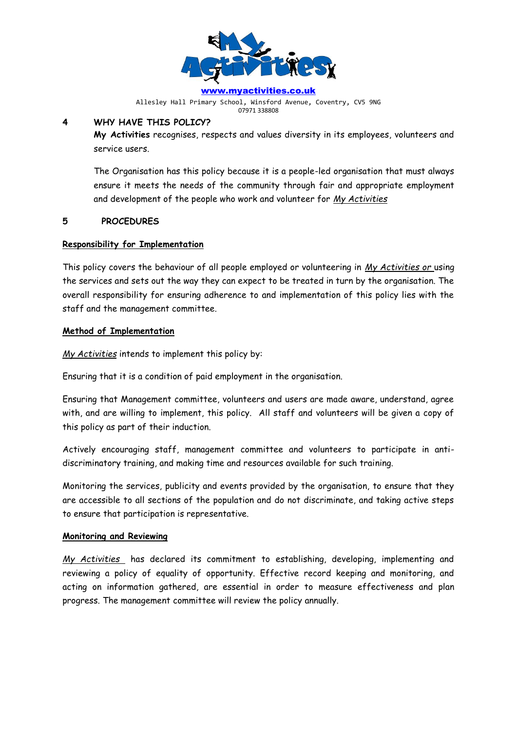www.myactivities.co.uk

Allesley Hall Primary School, Winsford Avenue, Coventry, CV5 9NG
07971 338808

## 4 WHY HAVE THIS POLICY?

**My Activities** recognises, respects and values diversity in its employees, volunteers and service users.

The Organisation has this policy because it is a people-led organisation that must always ensure it meets the needs of the community through fair and appropriate employment and development of the people who work and volunteer for *My Activities*

## 5 PROCEDURES

**Responsibility for Implementation**

This policy covers the behaviour of all people employed or volunteering in *My Activities or* using the services and sets out the way they can expect to be treated in turn by the organisation. The overall responsibility for ensuring adherence to and implementation of this policy lies with the staff and the management committee.

**Method of Implementation**

*My Activities* intends to implement this policy by:

Ensuring that it is a condition of paid employment in the organisation.

Ensuring that Management committee, volunteers and users are made aware, understand, agree with, and are willing to implement, this policy. All staff and volunteers will be given a copy of this policy as part of their induction.

Actively encouraging staff, management committee and volunteers to participate in anti-discriminatory training, and making time and resources available for such training.

Monitoring the services, publicity and events provided by the organisation, to ensure that they are accessible to all sections of the population and do not discriminate, and taking active steps to ensure that participation is representative.

**Monitoring and Reviewing**

*My Activities* has declared its commitment to establishing, developing, implementing and reviewing a policy of equality of opportunity. Effective record keeping and monitoring, and acting on information gathered, are essential in order to measure effectiveness and plan progress. The management committee will review the policy annually.